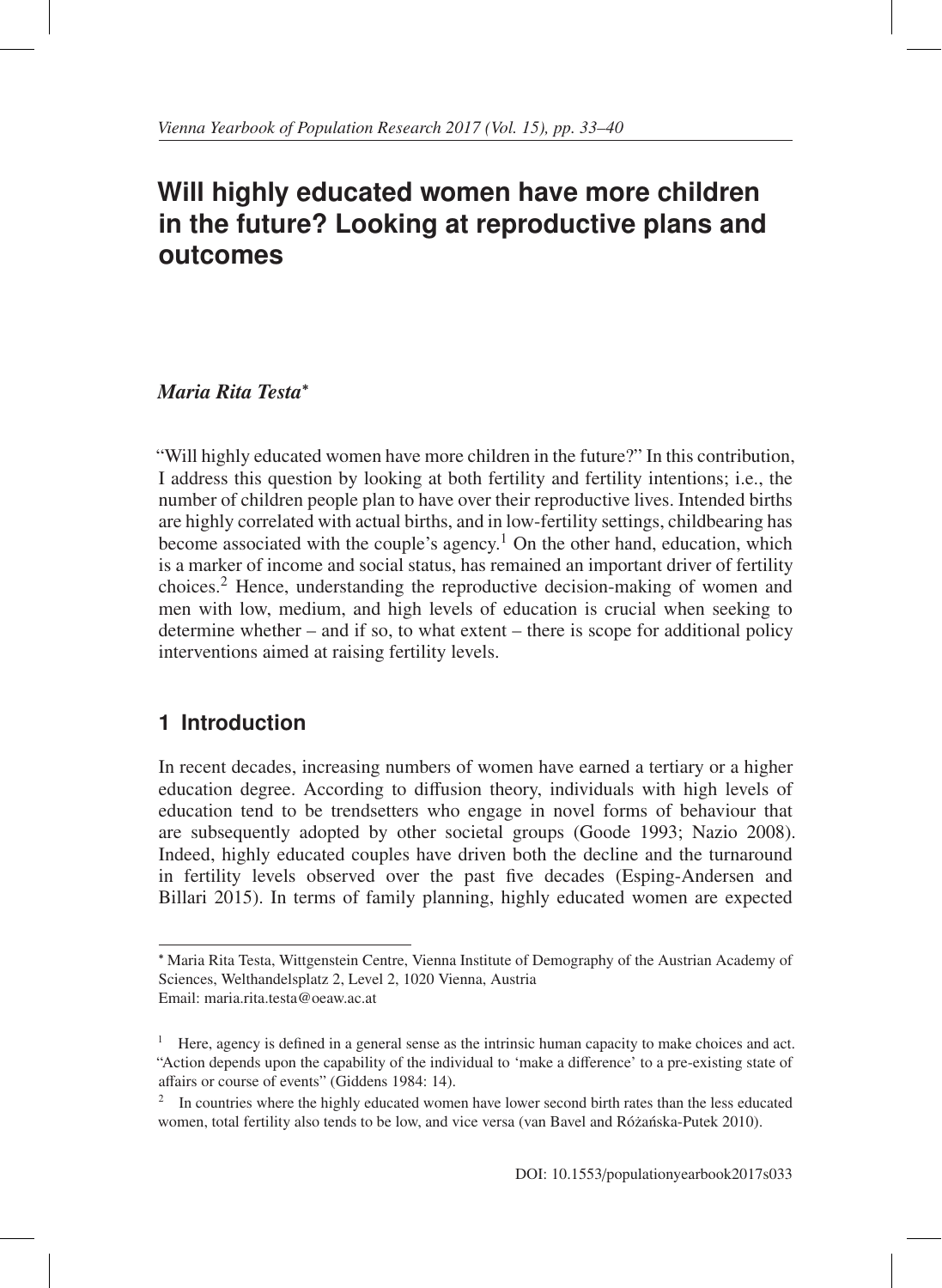# Will highly educated women have more children in the future? Looking at reproductive plans and outcomes

***Maria Rita Testa****

"Will highly educated women have more children in the future?" In this contribution, I address this question by looking at both fertility and fertility intentions; i.e., the number of children people plan to have over their reproductive lives. Intended births are highly correlated with actual births, and in low-fertility settings, childbearing has become associated with the couple's agency.[1] On the other hand, education, which is a marker of income and social status, has remained an important driver of fertility choices.[2] Hence, understanding the reproductive decision-making of women and men with low, medium, and high levels of education is crucial when seeking to determine whether – and if so, to what extent – there is scope for additional policy interventions aimed at raising fertility levels.

## 1 Introduction

In recent decades, increasing numbers of women have earned a tertiary or a higher education degree. According to diffusion theory, individuals with high levels of education tend to be trendsetters who engage in novel forms of behaviour that are subsequently adopted by other societal groups (Goode 1993; Nazio 2008). Indeed, highly educated couples have driven both the decline and the turnaround in fertility levels observed over the past five decades (Esping-Andersen and Billari 2015). In terms of family planning, highly educated women are expected

---

* Maria Rita Testa, Wittgenstein Centre, Vienna Institute of Demography of the Austrian Academy of Sciences, Welthandelsplatz 2, Level 2, 1020 Vienna, Austria
Email: maria.rita.testa@oeaw.ac.at

[1] Here, agency is defined in a general sense as the intrinsic human capacity to make choices and act. "Action depends upon the capability of the individual to 'make a difference' to a pre-existing state of affairs or course of events" (Giddens 1984: 14).

[2] In countries where the highly educated women have lower second birth rates than the less educated women, total fertility also tends to be low, and vice versa (van Bavel and Różańska-Putek 2010).

DOI: 10.1553/populationyearbook2017s033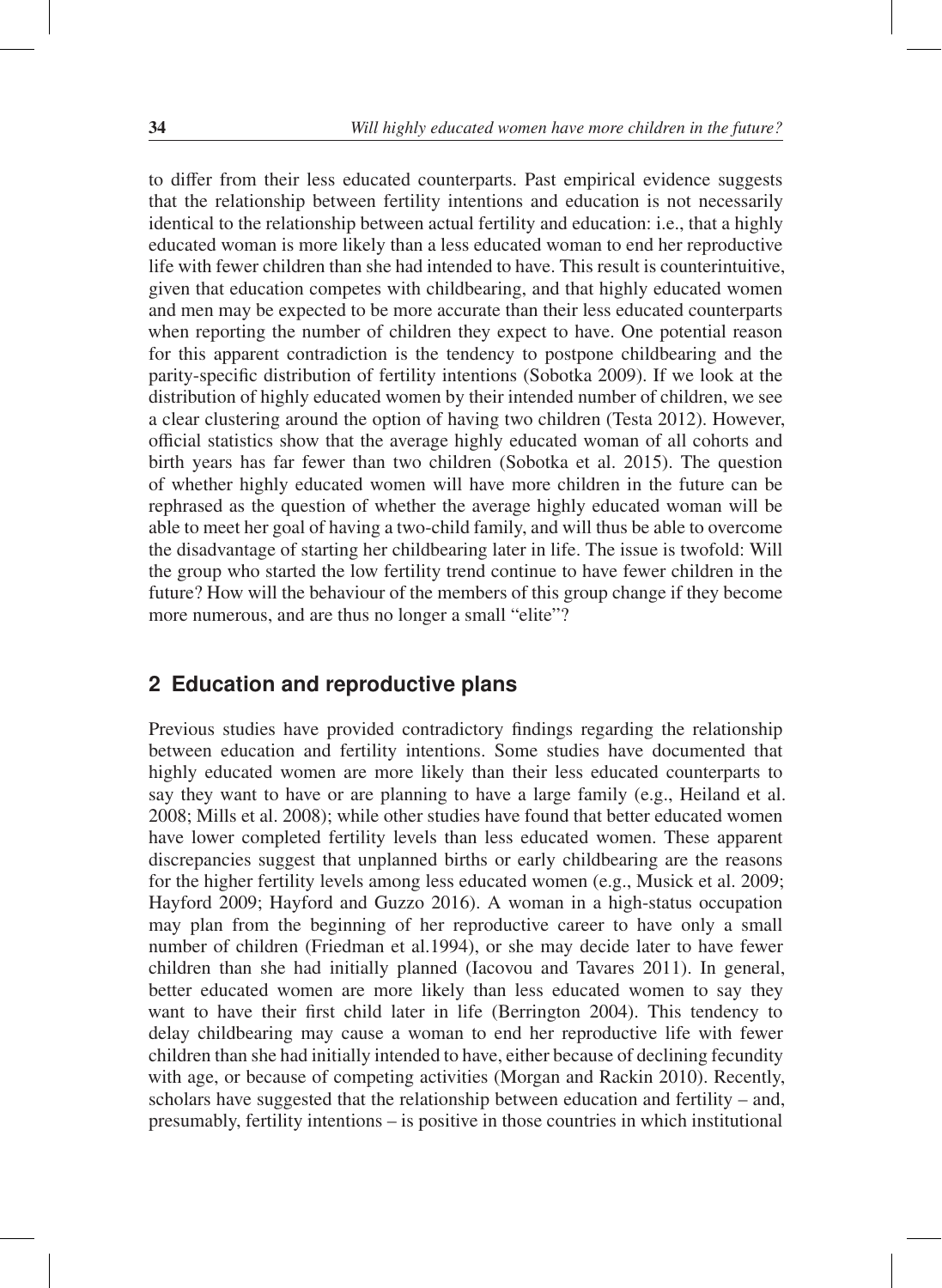to differ from their less educated counterparts. Past empirical evidence suggests that the relationship between fertility intentions and education is not necessarily identical to the relationship between actual fertility and education: i.e., that a highly educated woman is more likely than a less educated woman to end her reproductive life with fewer children than she had intended to have. This result is counterintuitive, given that education competes with childbearing, and that highly educated women and men may be expected to be more accurate than their less educated counterparts when reporting the number of children they expect to have. One potential reason for this apparent contradiction is the tendency to postpone childbearing and the parity-specific distribution of fertility intentions (Sobotka 2009). If we look at the distribution of highly educated women by their intended number of children, we see a clear clustering around the option of having two children (Testa 2012). However, official statistics show that the average highly educated woman of all cohorts and birth years has far fewer than two children (Sobotka et al. 2015). The question of whether highly educated women will have more children in the future can be rephrased as the question of whether the average highly educated woman will be able to meet her goal of having a two-child family, and will thus be able to overcome the disadvantage of starting her childbearing later in life. The issue is twofold: Will the group who started the low fertility trend continue to have fewer children in the future? How will the behaviour of the members of this group change if they become more numerous, and are thus no longer a small "elite"?

## 2 Education and reproductive plans

Previous studies have provided contradictory findings regarding the relationship between education and fertility intentions. Some studies have documented that highly educated women are more likely than their less educated counterparts to say they want to have or are planning to have a large family (e.g., Heiland et al. 2008; Mills et al. 2008); while other studies have found that better educated women have lower completed fertility levels than less educated women. These apparent discrepancies suggest that unplanned births or early childbearing are the reasons for the higher fertility levels among less educated women (e.g., Musick et al. 2009; Hayford 2009; Hayford and Guzzo 2016). A woman in a high-status occupation may plan from the beginning of her reproductive career to have only a small number of children (Friedman et al.1994), or she may decide later to have fewer children than she had initially planned (Iacovou and Tavares 2011). In general, better educated women are more likely than less educated women to say they want to have their first child later in life (Berrington 2004). This tendency to delay childbearing may cause a woman to end her reproductive life with fewer children than she had initially intended to have, either because of declining fecundity with age, or because of competing activities (Morgan and Rackin 2010). Recently, scholars have suggested that the relationship between education and fertility – and, presumably, fertility intentions – is positive in those countries in which institutional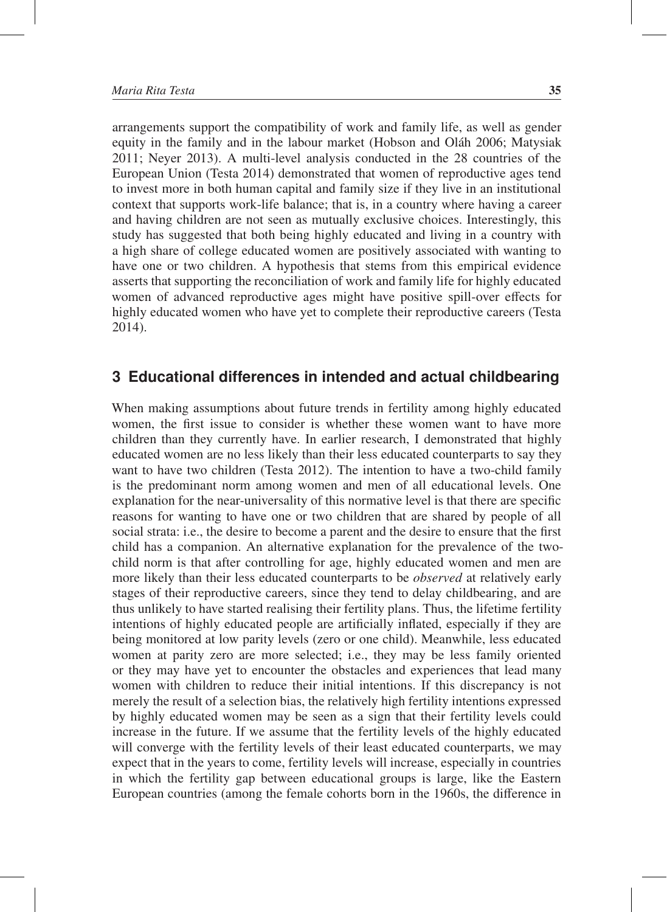arrangements support the compatibility of work and family life, as well as gender equity in the family and in the labour market (Hobson and Oláh 2006; Matysiak 2011; Neyer 2013). A multi-level analysis conducted in the 28 countries of the European Union (Testa 2014) demonstrated that women of reproductive ages tend to invest more in both human capital and family size if they live in an institutional context that supports work-life balance; that is, in a country where having a career and having children are not seen as mutually exclusive choices. Interestingly, this study has suggested that both being highly educated and living in a country with a high share of college educated women are positively associated with wanting to have one or two children. A hypothesis that stems from this empirical evidence asserts that supporting the reconciliation of work and family life for highly educated women of advanced reproductive ages might have positive spill-over effects for highly educated women who have yet to complete their reproductive careers (Testa 2014).

## 3 Educational differences in intended and actual childbearing

When making assumptions about future trends in fertility among highly educated women, the first issue to consider is whether these women want to have more children than they currently have. In earlier research, I demonstrated that highly educated women are no less likely than their less educated counterparts to say they want to have two children (Testa 2012). The intention to have a two-child family is the predominant norm among women and men of all educational levels. One explanation for the near-universality of this normative level is that there are specific reasons for wanting to have one or two children that are shared by people of all social strata: i.e., the desire to become a parent and the desire to ensure that the first child has a companion. An alternative explanation for the prevalence of the two-child norm is that after controlling for age, highly educated women and men are more likely than their less educated counterparts to be *observed* at relatively early stages of their reproductive careers, since they tend to delay childbearing, and are thus unlikely to have started realising their fertility plans. Thus, the lifetime fertility intentions of highly educated people are artificially inflated, especially if they are being monitored at low parity levels (zero or one child). Meanwhile, less educated women at parity zero are more selected; i.e., they may be less family oriented or they may have yet to encounter the obstacles and experiences that lead many women with children to reduce their initial intentions. If this discrepancy is not merely the result of a selection bias, the relatively high fertility intentions expressed by highly educated women may be seen as a sign that their fertility levels could increase in the future. If we assume that the fertility levels of the highly educated will converge with the fertility levels of their least educated counterparts, we may expect that in the years to come, fertility levels will increase, especially in countries in which the fertility gap between educational groups is large, like the Eastern European countries (among the female cohorts born in the 1960s, the difference in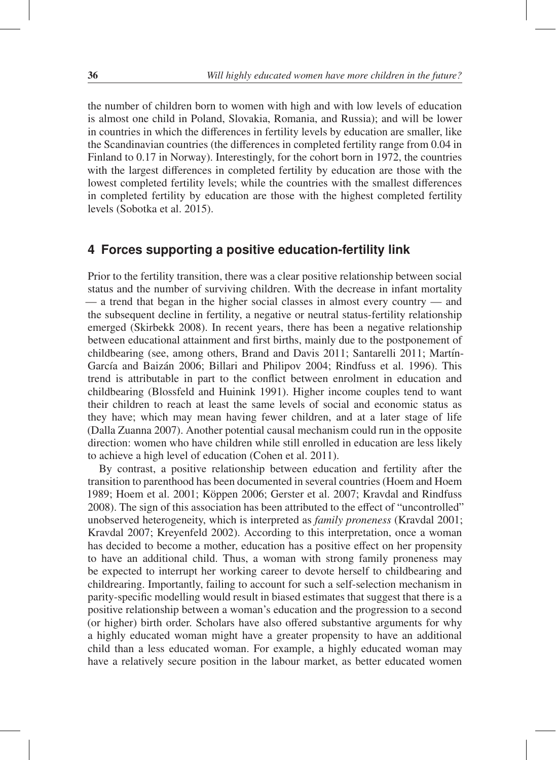the number of children born to women with high and with low levels of education is almost one child in Poland, Slovakia, Romania, and Russia); and will be lower in countries in which the differences in fertility levels by education are smaller, like the Scandinavian countries (the differences in completed fertility range from 0.04 in Finland to 0.17 in Norway). Interestingly, for the cohort born in 1972, the countries with the largest differences in completed fertility by education are those with the lowest completed fertility levels; while the countries with the smallest differences in completed fertility by education are those with the highest completed fertility levels (Sobotka et al. 2015).

## 4 Forces supporting a positive education-fertility link

Prior to the fertility transition, there was a clear positive relationship between social status and the number of surviving children. With the decrease in infant mortality — a trend that began in the higher social classes in almost every country — and the subsequent decline in fertility, a negative or neutral status-fertility relationship emerged (Skirbekk 2008). In recent years, there has been a negative relationship between educational attainment and first births, mainly due to the postponement of childbearing (see, among others, Brand and Davis 2011; Santarelli 2011; Martín-García and Baizán 2006; Billari and Philipov 2004; Rindfuss et al. 1996). This trend is attributable in part to the conflict between enrolment in education and childbearing (Blossfeld and Huinink 1991). Higher income couples tend to want their children to reach at least the same levels of social and economic status as they have; which may mean having fewer children, and at a later stage of life (Dalla Zuanna 2007). Another potential causal mechanism could run in the opposite direction: women who have children while still enrolled in education are less likely to achieve a high level of education (Cohen et al. 2011).

By contrast, a positive relationship between education and fertility after the transition to parenthood has been documented in several countries (Hoem and Hoem 1989; Hoem et al. 2001; Köppen 2006; Gerster et al. 2007; Kravdal and Rindfuss 2008). The sign of this association has been attributed to the effect of "uncontrolled" unobserved heterogeneity, which is interpreted as *family proneness* (Kravdal 2001; Kravdal 2007; Kreyenfeld 2002). According to this interpretation, once a woman has decided to become a mother, education has a positive effect on her propensity to have an additional child. Thus, a woman with strong family proneness may be expected to interrupt her working career to devote herself to childbearing and childrearing. Importantly, failing to account for such a self-selection mechanism in parity-specific modelling would result in biased estimates that suggest that there is a positive relationship between a woman's education and the progression to a second (or higher) birth order. Scholars have also offered substantive arguments for why a highly educated woman might have a greater propensity to have an additional child than a less educated woman. For example, a highly educated woman may have a relatively secure position in the labour market, as better educated women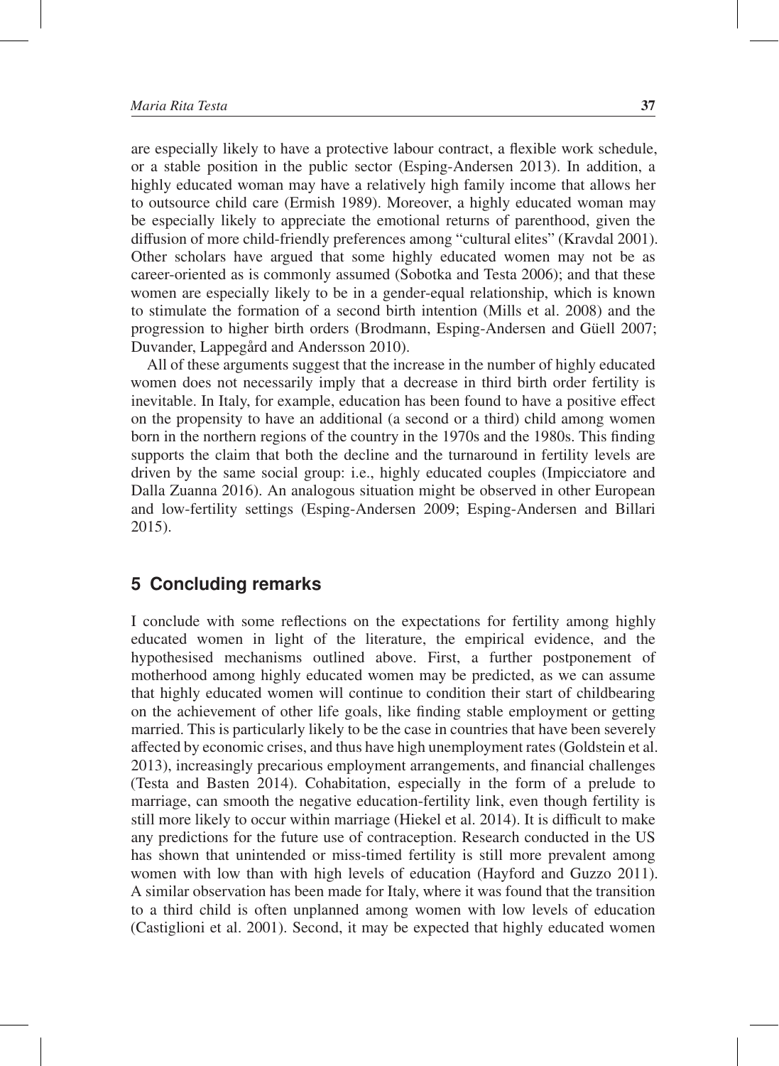are especially likely to have a protective labour contract, a flexible work schedule, or a stable position in the public sector (Esping-Andersen 2013). In addition, a highly educated woman may have a relatively high family income that allows her to outsource child care (Ermish 1989). Moreover, a highly educated woman may be especially likely to appreciate the emotional returns of parenthood, given the diffusion of more child-friendly preferences among "cultural elites" (Kravdal 2001). Other scholars have argued that some highly educated women may not be as career-oriented as is commonly assumed (Sobotka and Testa 2006); and that these women are especially likely to be in a gender-equal relationship, which is known to stimulate the formation of a second birth intention (Mills et al. 2008) and the progression to higher birth orders (Brodmann, Esping-Andersen and Güell 2007; Duvander, Lappegård and Andersson 2010).

All of these arguments suggest that the increase in the number of highly educated women does not necessarily imply that a decrease in third birth order fertility is inevitable. In Italy, for example, education has been found to have a positive effect on the propensity to have an additional (a second or a third) child among women born in the northern regions of the country in the 1970s and the 1980s. This finding supports the claim that both the decline and the turnaround in fertility levels are driven by the same social group: i.e., highly educated couples (Impicciatore and Dalla Zuanna 2016). An analogous situation might be observed in other European and low-fertility settings (Esping-Andersen 2009; Esping-Andersen and Billari 2015).

## 5 Concluding remarks

I conclude with some reflections on the expectations for fertility among highly educated women in light of the literature, the empirical evidence, and the hypothesised mechanisms outlined above. First, a further postponement of motherhood among highly educated women may be predicted, as we can assume that highly educated women will continue to condition their start of childbearing on the achievement of other life goals, like finding stable employment or getting married. This is particularly likely to be the case in countries that have been severely affected by economic crises, and thus have high unemployment rates (Goldstein et al. 2013), increasingly precarious employment arrangements, and financial challenges (Testa and Basten 2014). Cohabitation, especially in the form of a prelude to marriage, can smooth the negative education-fertility link, even though fertility is still more likely to occur within marriage (Hiekel et al. 2014). It is difficult to make any predictions for the future use of contraception. Research conducted in the US has shown that unintended or miss-timed fertility is still more prevalent among women with low than with high levels of education (Hayford and Guzzo 2011). A similar observation has been made for Italy, where it was found that the transition to a third child is often unplanned among women with low levels of education (Castiglioni et al. 2001). Second, it may be expected that highly educated women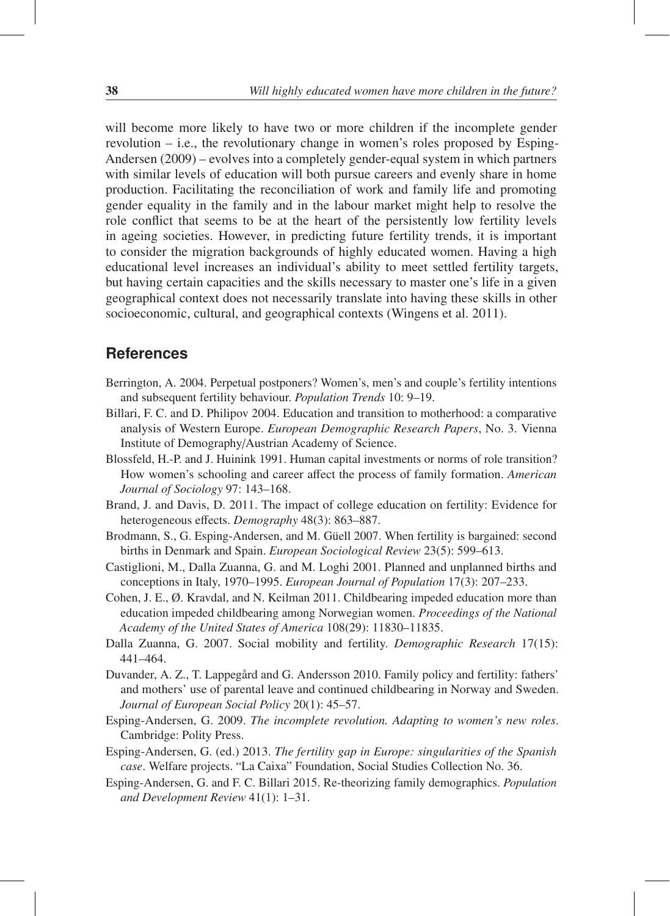will become more likely to have two or more children if the incomplete gender revolution – i.e., the revolutionary change in women's roles proposed by Esping-Andersen (2009) – evolves into a completely gender-equal system in which partners with similar levels of education will both pursue careers and evenly share in home production. Facilitating the reconciliation of work and family life and promoting gender equality in the family and in the labour market might help to resolve the role conflict that seems to be at the heart of the persistently low fertility levels in ageing societies. However, in predicting future fertility trends, it is important to consider the migration backgrounds of highly educated women. Having a high educational level increases an individual's ability to meet settled fertility targets, but having certain capacities and the skills necessary to master one's life in a given geographical context does not necessarily translate into having these skills in other socioeconomic, cultural, and geographical contexts (Wingens et al. 2011).

## References

Berrington, A. 2004. Perpetual postponers? Women's, men's and couple's fertility intentions and subsequent fertility behaviour. *Population Trends* 10: 9–19.

Billari, F. C. and D. Philipov 2004. Education and transition to motherhood: a comparative analysis of Western Europe. *European Demographic Research Papers*, No. 3. Vienna Institute of Demography/Austrian Academy of Science.

Blossfeld, H.-P. and J. Huinink 1991. Human capital investments or norms of role transition? How women's schooling and career affect the process of family formation. *American Journal of Sociology* 97: 143–168.

Brand, J. and Davis, D. 2011. The impact of college education on fertility: Evidence for heterogeneous effects. *Demography* 48(3): 863–887.

Brodmann, S., G. Esping-Andersen, and M. Güell 2007. When fertility is bargained: second births in Denmark and Spain. *European Sociological Review* 23(5): 599–613.

Castiglioni, M., Dalla Zuanna, G. and M. Loghi 2001. Planned and unplanned births and conceptions in Italy, 1970–1995. *European Journal of Population* 17(3): 207–233.

Cohen, J. E., Ø. Kravdal, and N. Keilman 2011. Childbearing impeded education more than education impeded childbearing among Norwegian women. *Proceedings of the National Academy of the United States of America* 108(29): 11830–11835.

Dalla Zuanna, G. 2007. Social mobility and fertility. *Demographic Research* 17(15): 441–464.

Duvander, A. Z., T. Lappegård and G. Andersson 2010. Family policy and fertility: fathers' and mothers' use of parental leave and continued childbearing in Norway and Sweden. *Journal of European Social Policy* 20(1): 45–57.

Esping-Andersen, G. 2009. *The incomplete revolution. Adapting to women's new roles*. Cambridge: Polity Press.

Esping-Andersen, G. (ed.) 2013. *The fertility gap in Europe: singularities of the Spanish case*. Welfare projects. "La Caixa" Foundation, Social Studies Collection No. 36.

Esping-Andersen, G. and F. C. Billari 2015. Re-theorizing family demographics. *Population and Development Review* 41(1): 1–31.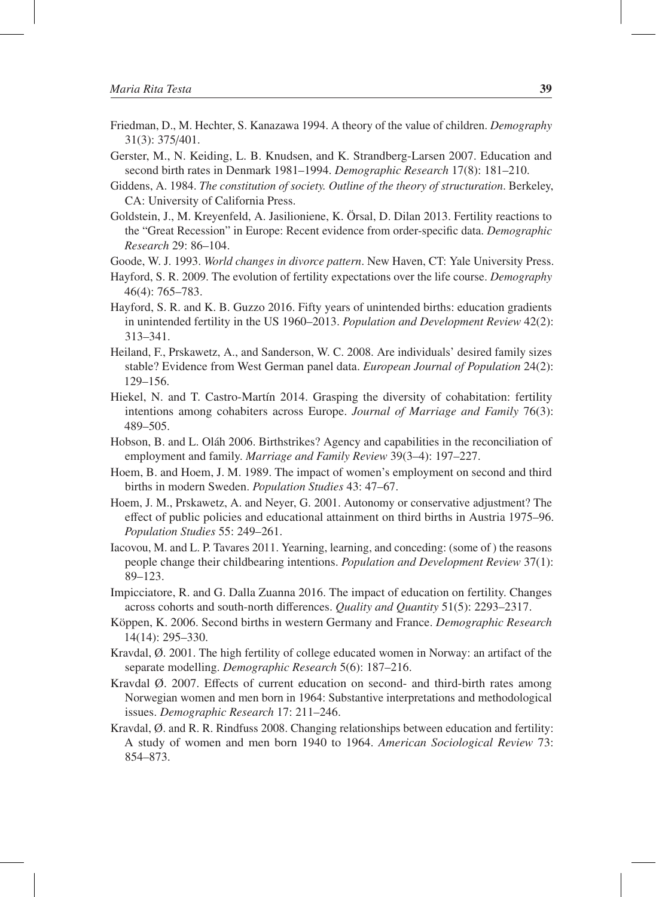Friedman, D., M. Hechter, S. Kanazawa 1994. A theory of the value of children. *Demography* 31(3): 375/401.

Gerster, M., N. Keiding, L. B. Knudsen, and K. Strandberg-Larsen 2007. Education and second birth rates in Denmark 1981–1994. *Demographic Research* 17(8): 181–210.

Giddens, A. 1984. *The constitution of society. Outline of the theory of structuration*. Berkeley, CA: University of California Press.

Goldstein, J., M. Kreyenfeld, A. Jasilioniene, K. Örsal, D. Dilan 2013. Fertility reactions to the "Great Recession" in Europe: Recent evidence from order-specific data. *Demographic Research* 29: 86–104.

Goode, W. J. 1993. *World changes in divorce pattern*. New Haven, CT: Yale University Press.

Hayford, S. R. 2009. The evolution of fertility expectations over the life course. *Demography* 46(4): 765–783.

Hayford, S. R. and K. B. Guzzo 2016. Fifty years of unintended births: education gradients in unintended fertility in the US 1960–2013. *Population and Development Review* 42(2): 313–341.

Heiland, F., Prskawetz, A., and Sanderson, W. C. 2008. Are individuals' desired family sizes stable? Evidence from West German panel data. *European Journal of Population* 24(2): 129–156.

Hiekel, N. and T. Castro-Martín 2014. Grasping the diversity of cohabitation: fertility intentions among cohabiters across Europe. *Journal of Marriage and Family* 76(3): 489–505.

Hobson, B. and L. Oláh 2006. Birthstrikes? Agency and capabilities in the reconciliation of employment and family. *Marriage and Family Review* 39(3–4): 197–227.

Hoem, B. and Hoem, J. M. 1989. The impact of women's employment on second and third births in modern Sweden. *Population Studies* 43: 47–67.

Hoem, J. M., Prskawetz, A. and Neyer, G. 2001. Autonomy or conservative adjustment? The effect of public policies and educational attainment on third births in Austria 1975–96. *Population Studies* 55: 249–261.

Iacovou, M. and L. P. Tavares 2011. Yearning, learning, and conceding: (some of ) the reasons people change their childbearing intentions. *Population and Development Review* 37(1): 89–123.

Impicciatore, R. and G. Dalla Zuanna 2016. The impact of education on fertility. Changes across cohorts and south-north differences. *Quality and Quantity* 51(5): 2293–2317.

Köppen, K. 2006. Second births in western Germany and France. *Demographic Research* 14(14): 295–330.

Kravdal, Ø. 2001. The high fertility of college educated women in Norway: an artifact of the separate modelling. *Demographic Research* 5(6): 187–216.

Kravdal Ø. 2007. Effects of current education on second- and third-birth rates among Norwegian women and men born in 1964: Substantive interpretations and methodological issues. *Demographic Research* 17: 211–246.

Kravdal, Ø. and R. R. Rindfuss 2008. Changing relationships between education and fertility: A study of women and men born 1940 to 1964. *American Sociological Review* 73: 854–873.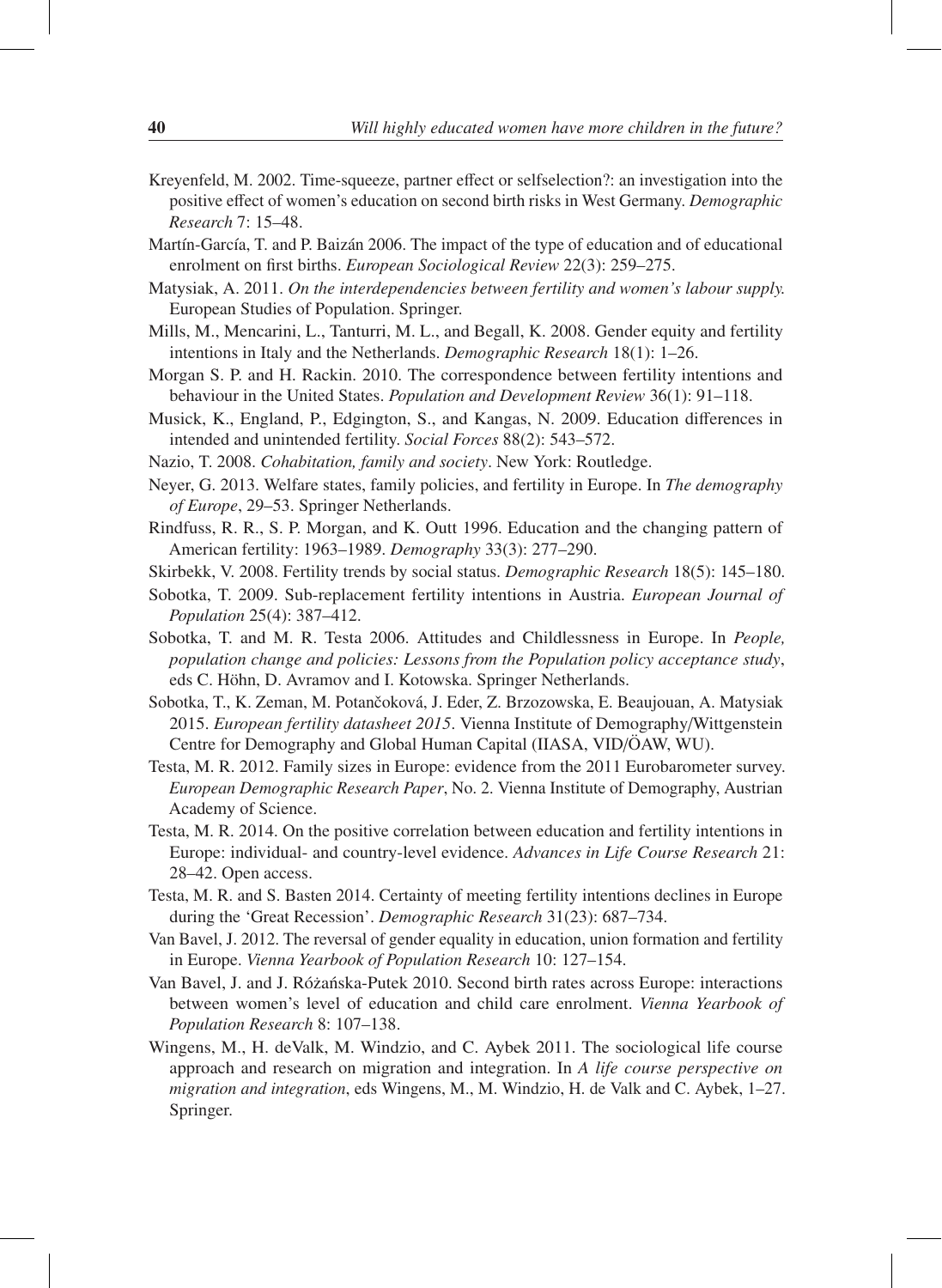Kreyenfeld, M. 2002. Time-squeeze, partner effect or selfselection?: an investigation into the positive effect of women's education on second birth risks in West Germany. *Demographic Research* 7: 15–48.

Martín-García, T. and P. Baizán 2006. The impact of the type of education and of educational enrolment on first births. *European Sociological Review* 22(3): 259–275.

Matysiak, A. 2011. *On the interdependencies between fertility and women's labour supply.* European Studies of Population. Springer.

Mills, M., Mencarini, L., Tanturri, M. L., and Begall, K. 2008. Gender equity and fertility intentions in Italy and the Netherlands. *Demographic Research* 18(1): 1–26.

Morgan S. P. and H. Rackin. 2010. The correspondence between fertility intentions and behaviour in the United States. *Population and Development Review* 36(1): 91–118.

Musick, K., England, P., Edgington, S., and Kangas, N. 2009. Education differences in intended and unintended fertility. *Social Forces* 88(2): 543–572.

Nazio, T. 2008. *Cohabitation, family and society*. New York: Routledge.

Neyer, G. 2013. Welfare states, family policies, and fertility in Europe. In *The demography of Europe*, 29–53. Springer Netherlands.

Rindfuss, R. R., S. P. Morgan, and K. Outt 1996. Education and the changing pattern of American fertility: 1963–1989. *Demography* 33(3): 277–290.

Skirbekk, V. 2008. Fertility trends by social status. *Demographic Research* 18(5): 145–180.

Sobotka, T. 2009. Sub-replacement fertility intentions in Austria. *European Journal of Population* 25(4): 387–412.

Sobotka, T. and M. R. Testa 2006. Attitudes and Childlessness in Europe. In *People, population change and policies: Lessons from the Population policy acceptance study*, eds C. Höhn, D. Avramov and I. Kotowska. Springer Netherlands.

Sobotka, T., K. Zeman, M. Potančoková, J. Eder, Z. Brzozowska, E. Beaujouan, A. Matysiak 2015. *European fertility datasheet 2015*. Vienna Institute of Demography/Wittgenstein Centre for Demography and Global Human Capital (IIASA, VID/ÖAW, WU).

Testa, M. R. 2012. Family sizes in Europe: evidence from the 2011 Eurobarometer survey. *European Demographic Research Paper*, No. 2. Vienna Institute of Demography, Austrian Academy of Science.

Testa, M. R. 2014. On the positive correlation between education and fertility intentions in Europe: individual- and country-level evidence. *Advances in Life Course Research* 21: 28–42. Open access.

Testa, M. R. and S. Basten 2014. Certainty of meeting fertility intentions declines in Europe during the 'Great Recession'. *Demographic Research* 31(23): 687–734.

Van Bavel, J. 2012. The reversal of gender equality in education, union formation and fertility in Europe. *Vienna Yearbook of Population Research* 10: 127–154.

Van Bavel, J. and J. Różańska-Putek 2010. Second birth rates across Europe: interactions between women's level of education and child care enrolment. *Vienna Yearbook of Population Research* 8: 107–138.

Wingens, M., H. deValk, M. Windzio, and C. Aybek 2011. The sociological life course approach and research on migration and integration. In *A life course perspective on migration and integration*, eds Wingens, M., M. Windzio, H. de Valk and C. Aybek, 1–27. Springer.